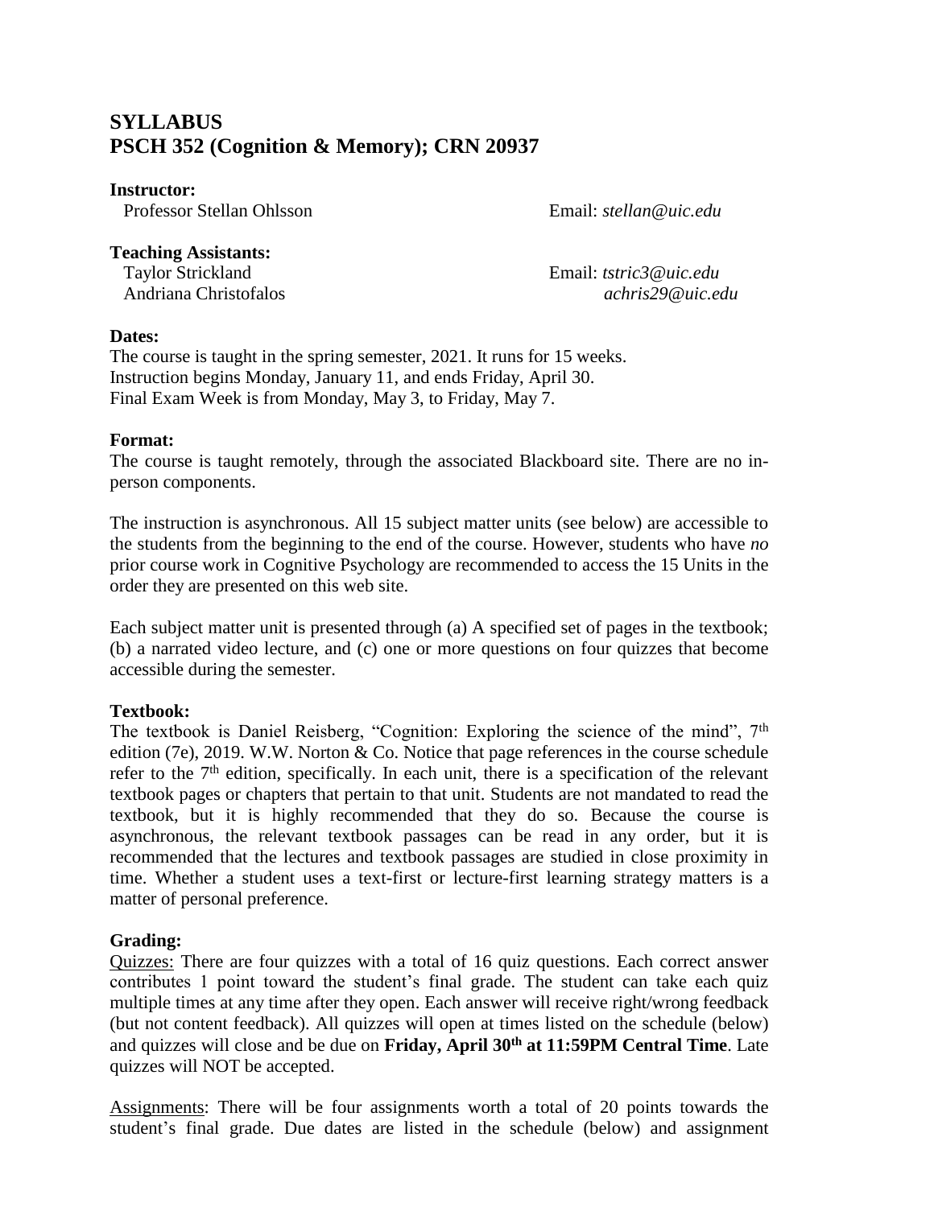# SYLLABUS
# PSCH 352 (Cognition & Memory); CRN 20937

**Instructor:**
Professor Stellan Ohlsson — Email: *stellan@uic.edu*

**Teaching Assistants:**
Taylor Strickland — Email: *tstric3@uic.edu*
Andriana Christofalos — *achris29@uic.edu*

**Dates:**
The course is taught in the spring semester, 2021. It runs for 15 weeks.
Instruction begins Monday, January 11, and ends Friday, April 30.
Final Exam Week is from Monday, May 3, to Friday, May 7.

**Format:**
The course is taught remotely, through the associated Blackboard site. There are no in-person components.

The instruction is asynchronous. All 15 subject matter units (see below) are accessible to the students from the beginning to the end of the course. However, students who have *no* prior course work in Cognitive Psychology are recommended to access the 15 Units in the order they are presented on this web site.

Each subject matter unit is presented through (a) A specified set of pages in the textbook; (b) a narrated video lecture, and (c) one or more questions on four quizzes that become accessible during the semester.

**Textbook:**
The textbook is Daniel Reisberg, "Cognition: Exploring the science of the mind", 7th edition (7e), 2019. W.W. Norton & Co. Notice that page references in the course schedule refer to the 7th edition, specifically. In each unit, there is a specification of the relevant textbook pages or chapters that pertain to that unit. Students are not mandated to read the textbook, but it is highly recommended that they do so. Because the course is asynchronous, the relevant textbook passages can be read in any order, but it is recommended that the lectures and textbook passages are studied in close proximity in time. Whether a student uses a text-first or lecture-first learning strategy matters is a matter of personal preference.

**Grading:**
Quizzes: There are four quizzes with a total of 16 quiz questions. Each correct answer contributes 1 point toward the student's final grade. The student can take each quiz multiple times at any time after they open. Each answer will receive right/wrong feedback (but not content feedback). All quizzes will open at times listed on the schedule (below) and quizzes will close and be due on **Friday, April 30th at 11:59PM Central Time**. Late quizzes will NOT be accepted.

Assignments: There will be four assignments worth a total of 20 points towards the student's final grade. Due dates are listed in the schedule (below) and assignment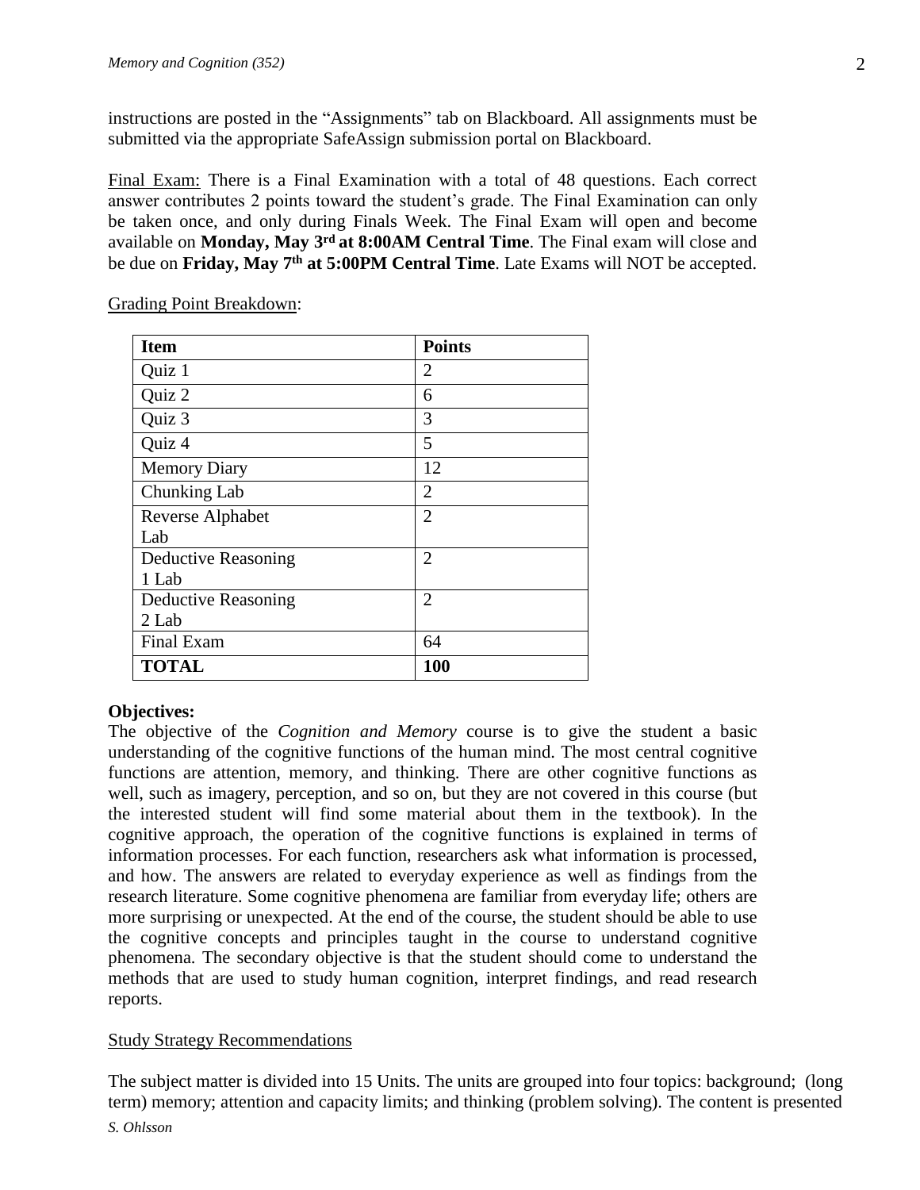instructions are posted in the "Assignments" tab on Blackboard. All assignments must be submitted via the appropriate SafeAssign submission portal on Blackboard.

Final Exam: There is a Final Examination with a total of 48 questions. Each correct answer contributes 2 points toward the student's grade. The Final Examination can only be taken once, and only during Finals Week. The Final Exam will open and become available on **Monday, May 3rd at 8:00AM Central Time**. The Final exam will close and be due on **Friday, May 7th at 5:00PM Central Time**. Late Exams will NOT be accepted.

Grading Point Breakdown:

| **Item** | **Points** |
|---|---|
| Quiz 1 | 2 |
| Quiz 2 | 6 |
| Quiz 3 | 3 |
| Quiz 4 | 5 |
| Memory Diary | 12 |
| Chunking Lab | 2 |
| Reverse Alphabet Lab | 2 |
| Deductive Reasoning 1 Lab | 2 |
| Deductive Reasoning 2 Lab | 2 |
| Final Exam | 64 |
| **TOTAL** | **100** |

**Objectives:**

The objective of the *Cognition and Memory* course is to give the student a basic understanding of the cognitive functions of the human mind. The most central cognitive functions are attention, memory, and thinking. There are other cognitive functions as well, such as imagery, perception, and so on, but they are not covered in this course (but the interested student will find some material about them in the textbook). In the cognitive approach, the operation of the cognitive functions is explained in terms of information processes. For each function, researchers ask what information is processed, and how. The answers are related to everyday experience as well as findings from the research literature. Some cognitive phenomena are familiar from everyday life; others are more surprising or unexpected. At the end of the course, the student should be able to use the cognitive concepts and principles taught in the course to understand cognitive phenomena. The secondary objective is that the student should come to understand the methods that are used to study human cognition, interpret findings, and read research reports.

Study Strategy Recommendations

The subject matter is divided into 15 Units. The units are grouped into four topics: background; (long term) memory; attention and capacity limits; and thinking (problem solving). The content is presented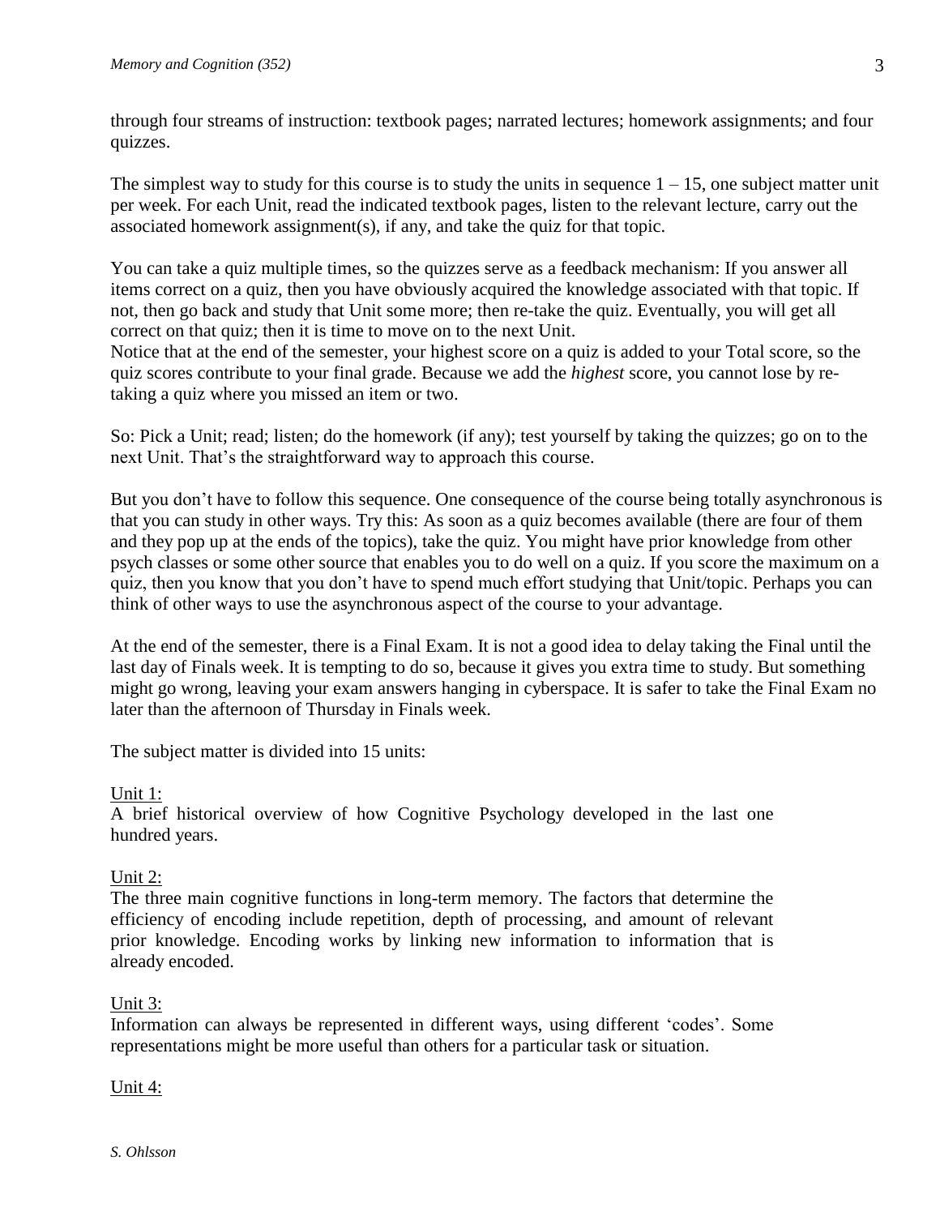through four streams of instruction: textbook pages; narrated lectures; homework assignments; and four quizzes.

The simplest way to study for this course is to study the units in sequence 1 – 15, one subject matter unit per week. For each Unit, read the indicated textbook pages, listen to the relevant lecture, carry out the associated homework assignment(s), if any, and take the quiz for that topic.

You can take a quiz multiple times, so the quizzes serve as a feedback mechanism: If you answer all items correct on a quiz, then you have obviously acquired the knowledge associated with that topic. If not, then go back and study that Unit some more; then re-take the quiz. Eventually, you will get all correct on that quiz; then it is time to move on to the next Unit.
Notice that at the end of the semester, your highest score on a quiz is added to your Total score, so the quiz scores contribute to your final grade. Because we add the *highest* score, you cannot lose by re-taking a quiz where you missed an item or two.

So: Pick a Unit; read; listen; do the homework (if any); test yourself by taking the quizzes; go on to the next Unit. That's the straightforward way to approach this course.

But you don't have to follow this sequence. One consequence of the course being totally asynchronous is that you can study in other ways. Try this: As soon as a quiz becomes available (there are four of them and they pop up at the ends of the topics), take the quiz. You might have prior knowledge from other psych classes or some other source that enables you to do well on a quiz. If you score the maximum on a quiz, then you know that you don't have to spend much effort studying that Unit/topic. Perhaps you can think of other ways to use the asynchronous aspect of the course to your advantage.

At the end of the semester, there is a Final Exam. It is not a good idea to delay taking the Final until the last day of Finals week. It is tempting to do so, because it gives you extra time to study. But something might go wrong, leaving your exam answers hanging in cyberspace. It is safer to take the Final Exam no later than the afternoon of Thursday in Finals week.

The subject matter is divided into 15 units:

<u>Unit 1:</u>
A brief historical overview of how Cognitive Psychology developed in the last one hundred years.

<u>Unit 2:</u>
The three main cognitive functions in long-term memory. The factors that determine the efficiency of encoding include repetition, depth of processing, and amount of relevant prior knowledge. Encoding works by linking new information to information that is already encoded.

<u>Unit 3:</u>
Information can always be represented in different ways, using different 'codes'. Some representations might be more useful than others for a particular task or situation.

<u>Unit 4:</u>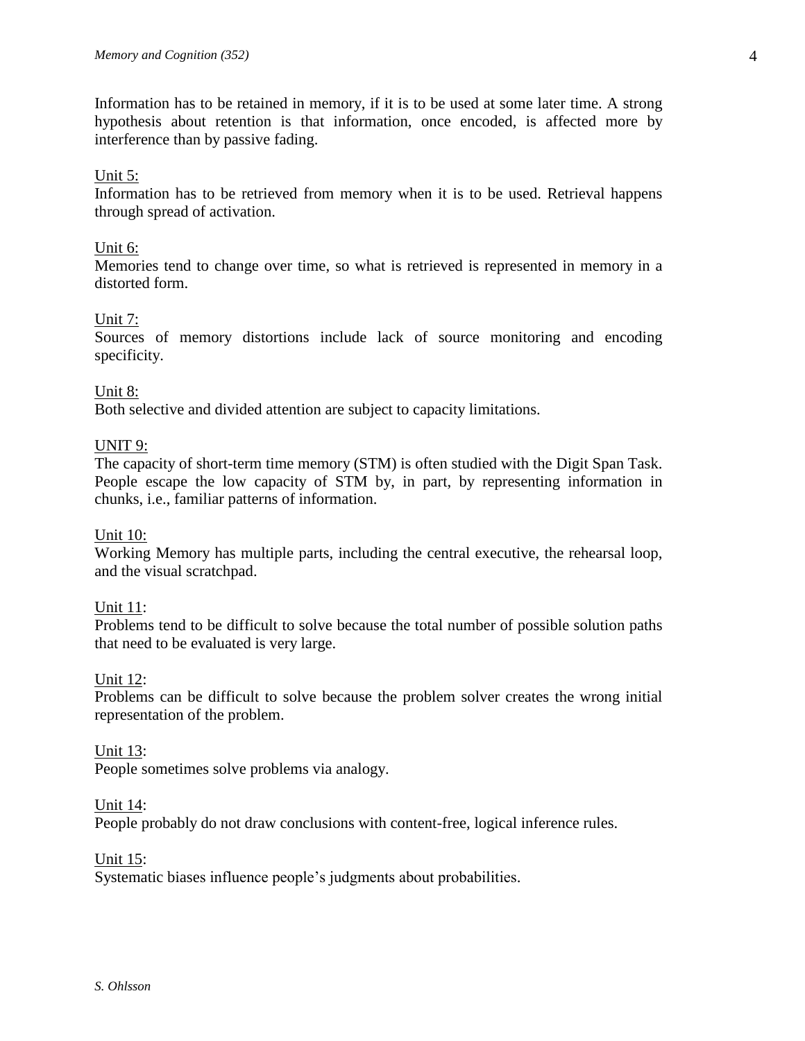Information has to be retained in memory, if it is to be used at some later time. A strong hypothesis about retention is that information, once encoded, is affected more by interference than by passive fading.

Unit 5:
Information has to be retrieved from memory when it is to be used. Retrieval happens through spread of activation.

Unit 6:
Memories tend to change over time, so what is retrieved is represented in memory in a distorted form.

Unit 7:
Sources of memory distortions include lack of source monitoring and encoding specificity.

Unit 8:
Both selective and divided attention are subject to capacity limitations.

UNIT 9:
The capacity of short-term time memory (STM) is often studied with the Digit Span Task. People escape the low capacity of STM by, in part, by representing information in chunks, i.e., familiar patterns of information.

Unit 10:
Working Memory has multiple parts, including the central executive, the rehearsal loop, and the visual scratchpad.

Unit 11:
Problems tend to be difficult to solve because the total number of possible solution paths that need to be evaluated is very large.

Unit 12:
Problems can be difficult to solve because the problem solver creates the wrong initial representation of the problem.

Unit 13:
People sometimes solve problems via analogy.

Unit 14:
People probably do not draw conclusions with content-free, logical inference rules.

Unit 15:
Systematic biases influence people's judgments about probabilities.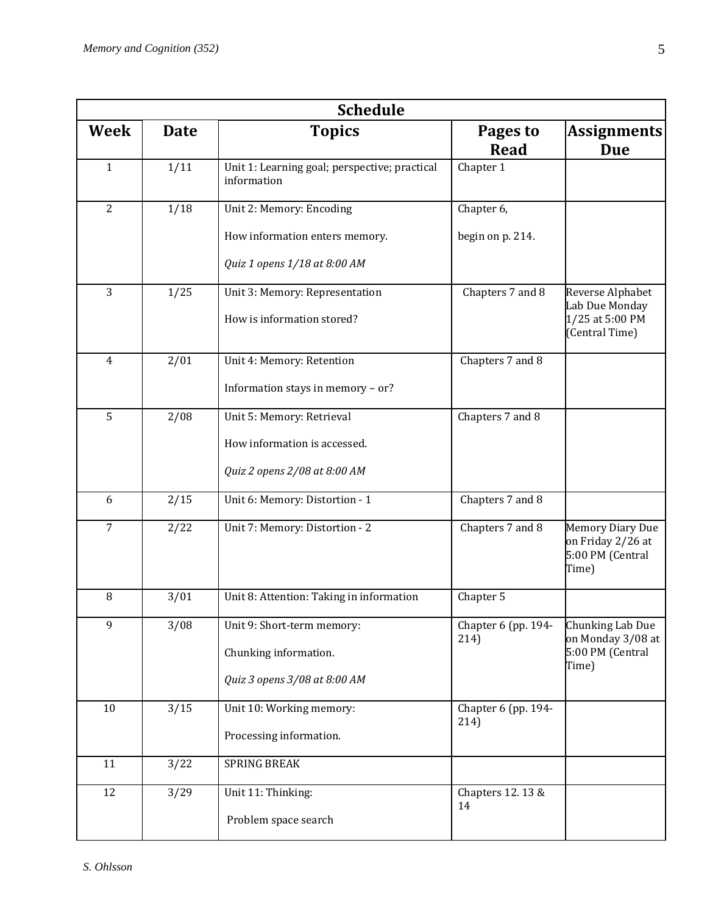| Schedule | | | | |
|---|---|---|---|---|
| **Week** | **Date** | **Topics** | **Pages to Read** | **Assignments Due** |
| 1 | 1/11 | Unit 1: Learning goal; perspective; practical information | Chapter 1 | |
| 2 | 1/18 | Unit 2: Memory: Encoding<br><br>How information enters memory.<br><br>*Quiz 1 opens 1/18 at 8:00 AM* | Chapter 6,<br><br>begin on p. 214. | |
| 3 | 1/25 | Unit 3: Memory: Representation<br><br>How is information stored? | Chapters 7 and 8 | Reverse Alphabet Lab Due Monday 1/25 at 5:00 PM (Central Time) |
| 4 | 2/01 | Unit 4: Memory: Retention<br><br>Information stays in memory – or? | Chapters 7 and 8 | |
| 5 | 2/08 | Unit 5: Memory: Retrieval<br><br>How information is accessed.<br><br>*Quiz 2 opens 2/08 at 8:00 AM* | Chapters 7 and 8 | |
| 6 | 2/15 | Unit 6: Memory: Distortion - 1 | Chapters 7 and 8 | |
| 7 | 2/22 | Unit 7: Memory: Distortion - 2 | Chapters 7 and 8 | Memory Diary Due on Friday 2/26 at 5:00 PM (Central Time) |
| 8 | 3/01 | Unit 8: Attention: Taking in information | Chapter 5 | |
| 9 | 3/08 | Unit 9: Short-term memory:<br><br>Chunking information.<br><br>*Quiz 3 opens 3/08 at 8:00 AM* | Chapter 6 (pp. 194-214) | Chunking Lab Due on Monday 3/08 at 5:00 PM (Central Time) |
| 10 | 3/15 | Unit 10: Working memory:<br><br>Processing information. | Chapter 6 (pp. 194-214) | |
| 11 | 3/22 | SPRING BREAK | | |
| 12 | 3/29 | Unit 11: Thinking:<br><br>Problem space search | Chapters 12. 13 & 14 | |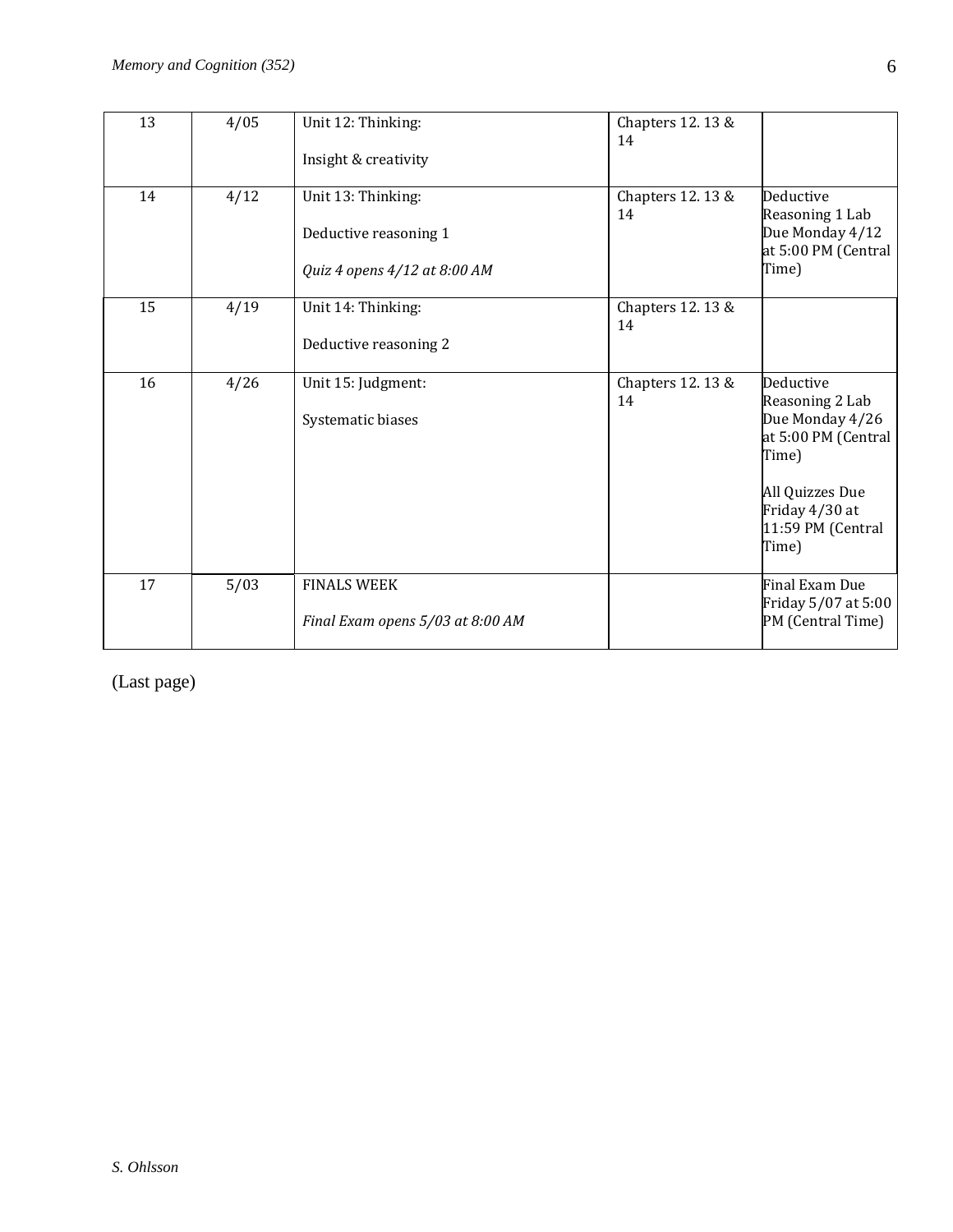| | | | | |
|---|---|---|---|---|
| 13 | 4/05 | Unit 12: Thinking:<br><br>Insight & creativity | Chapters 12. 13 & 14 | |
| 14 | 4/12 | Unit 13: Thinking:<br><br>Deductive reasoning 1<br><br>*Quiz 4 opens 4/12 at 8:00 AM* | Chapters 12. 13 & 14 | Deductive Reasoning 1 Lab Due Monday 4/12 at 5:00 PM (Central Time) |
| 15 | 4/19 | Unit 14: Thinking:<br><br>Deductive reasoning 2 | Chapters 12. 13 & 14 | |
| 16 | 4/26 | Unit 15: Judgment:<br><br>Systematic biases | Chapters 12. 13 & 14 | Deductive Reasoning 2 Lab Due Monday 4/26 at 5:00 PM (Central Time)<br><br>All Quizzes Due Friday 4/30 at 11:59 PM (Central Time) |
| 17 | 5/03 | FINALS WEEK<br><br>*Final Exam opens 5/03 at 8:00 AM* | | Final Exam Due Friday 5/07 at 5:00 PM (Central Time) |

(Last page)